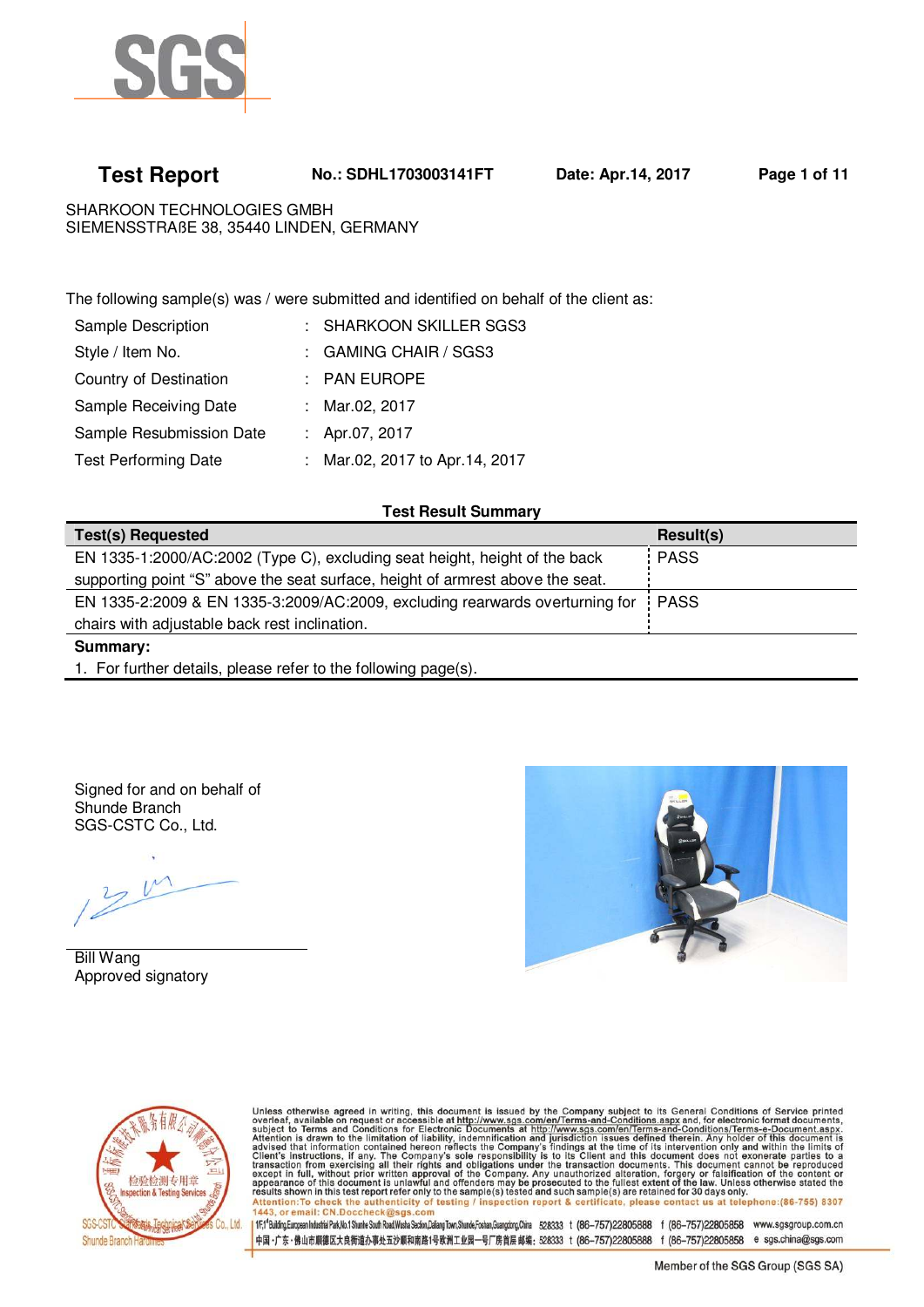# Test Report

**No.: SDHL1703003141FT** **Date: Apr.14, 2017**

SHARKOON TECHNOLOGIES GMBH
SIEMENSSTRAßE 38, 35440 LINDEN, GERMANY

The following sample(s) was / were submitted and identified on behalf of the client as:

| | | |
|---|---|---|
| Sample Description | : | SHARKOON SKILLER SGS3 |
| Style / Item No. | : | GAMING CHAIR / SGS3 |
| Country of Destination | : | PAN EUROPE |
| Sample Receiving Date | : | Mar.02, 2017 |
| Sample Resubmission Date | : | Apr.07, 2017 |
| Test Performing Date | : | Mar.02, 2017 to Apr.14, 2017 |

**Test Result Summary**

| Test(s) Requested | Result(s) |
|---|---|
| EN 1335-1:2000/AC:2002 (Type C), excluding seat height, height of the back supporting point “S” above the seat surface, height of armrest above the seat. | PASS |
| EN 1335-2:2009 & EN 1335-3:2009/AC:2009, excluding rearwards overturning for chairs with adjustable back rest inclination. | PASS |

**Summary:**

1. For further details, please refer to the following page(s).

Signed for and on behalf of
Shunde Branch
SGS-CSTC Co., Ltd.

Bill Wang
Approved signatory

Unless otherwise agreed in writing, this document is issued by the Company subject to its General Conditions of Service printed overleaf, available on request or accessible at http://www.sgs.com/en/Terms-and-Conditions.aspx and, for electronic format documents, subject to Terms and Conditions for Electronic Documents at http://www.sgs.com/en/Terms-and-Conditions/Terms-e-Document.aspx. Attention is drawn to the limitation of liability, indemnification and jurisdiction issues defined therein. Any holder of this document is advised that information contained hereon reflects the Company's findings at the time of its intervention only and within the limits of Client's instructions, if any. The Company's sole responsibility is to its Client and this document does not exonerate parties to a transaction from exercising all their rights and obligations under the transaction documents. This document cannot be reproduced except in full, without prior written approval of the Company. Any unauthorized alteration, forgery or falsification of the content or appearance of this document is unlawful and offenders may be prosecuted to the fullest extent of the law. Unless otherwise stated the results shown in this test report refer only to the sample(s) tested and such sample(s) are retained for 30 days only.
Attention: To check the authenticity of testing / inspection report & certificate, please contact us at telephone: (86-755) 8307 1443, or email: CN.Doccheck@sgs.com

1F,1st Building,European Industrial Park,No.1 Shunde South Road,Wusha Section,Daliang Town,Shunde,Foshan,Guangdong,China 528333 t (86-757)22805888 f (86-757)22805858 www.sgsgroup.com.cn
中国·广东·佛山市顺德区大良街道办事处五沙顺和南路1号欧洲工业园一号厂房首层 邮编: 528333 t (86-757)22805888 f (86-757)22805858 e sgs.china@sgs.com

Member of the SGS Group (SGS SA)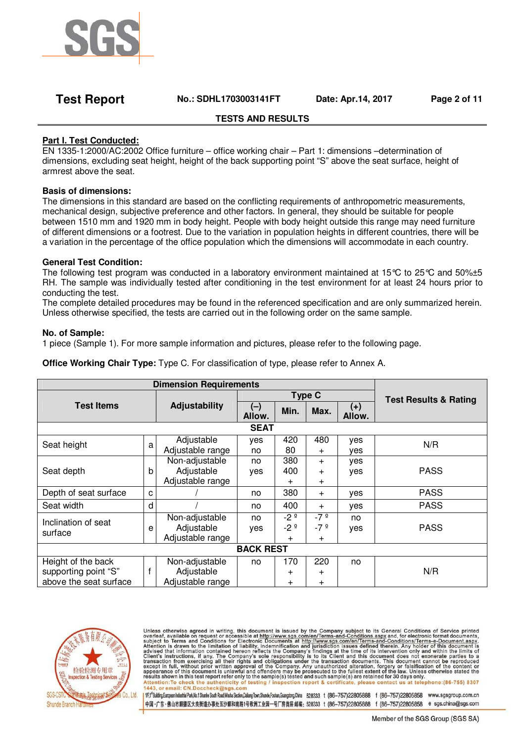## Test Report

**No.: SDHL1703003141FT** **Date: Apr.14, 2017**

**TESTS AND RESULTS**

**Part I. Test Conducted:**

EN 1335-1:2000/AC:2002 Office furniture – office working chair – Part 1: dimensions –determination of dimensions, excluding seat height, height of the back supporting point "S" above the seat surface, height of armrest above the seat.

**Basis of dimensions:**

The dimensions in this standard are based on the conflicting requirements of anthropometric measurements, mechanical design, subjective preference and other factors. In general, they should be suitable for people between 1510 mm and 1920 mm in body height. People with body height outside this range may need furniture of different dimensions or a footrest. Due to the variation in population heights in different countries, there will be a variation in the percentage of the office population which the dimensions will accommodate in each country.

**General Test Condition:**

The following test program was conducted in a laboratory environment maintained at 15℃ to 25℃ and 50%±5 RH. The sample was individually tested after conditioning in the test environment for at least 24 hours prior to conducting the test.

The complete detailed procedures may be found in the referenced specification and are only summarized herein. Unless otherwise specified, the tests are carried out in the following order on the same sample.

**No. of Sample:**

1 piece (Sample 1). For more sample information and pictures, please refer to the following page.

**Office Working Chair Type:** Type C. For classification of type, please refer to Annex A.

| Dimension Requirements | | | | | | | Test Results & Rating |
|---|---|---|---|---|---|---|---|
| Test Items | | Adjustability | Type C | | | | |
| | | | (–) Allow. | Min. | Max. | (+) Allow. | |
| **SEAT** | | | | | | | |
| Seat height | a | Adjustable<br>Adjustable range | yes<br>no | 420<br>80 | 480<br>+ | yes<br>yes | N/R |
| Seat depth | b | Non-adjustable<br>Adjustable<br>Adjustable range | no<br>yes | 380<br>400<br>+ | +<br>+<br>+ | yes<br>yes | PASS |
| Depth of seat surface | c | / | no | 380 | + | yes | PASS |
| Seat width | d | / | no | 400 | + | yes | PASS |
| Inclination of seat surface | e | Non-adjustable<br>Adjustable<br>Adjustable range | no<br>yes | -2º<br>-2º<br>+ | -7º<br>-7º<br>+ | no<br>yes | PASS |
| **BACK REST** | | | | | | | |
| Height of the back supporting point "S" above the seat surface | f | Non-adjustable<br>Adjustable<br>Adjustable range | no | 170<br>+<br>+ | 220<br>+<br>+ | no | N/R |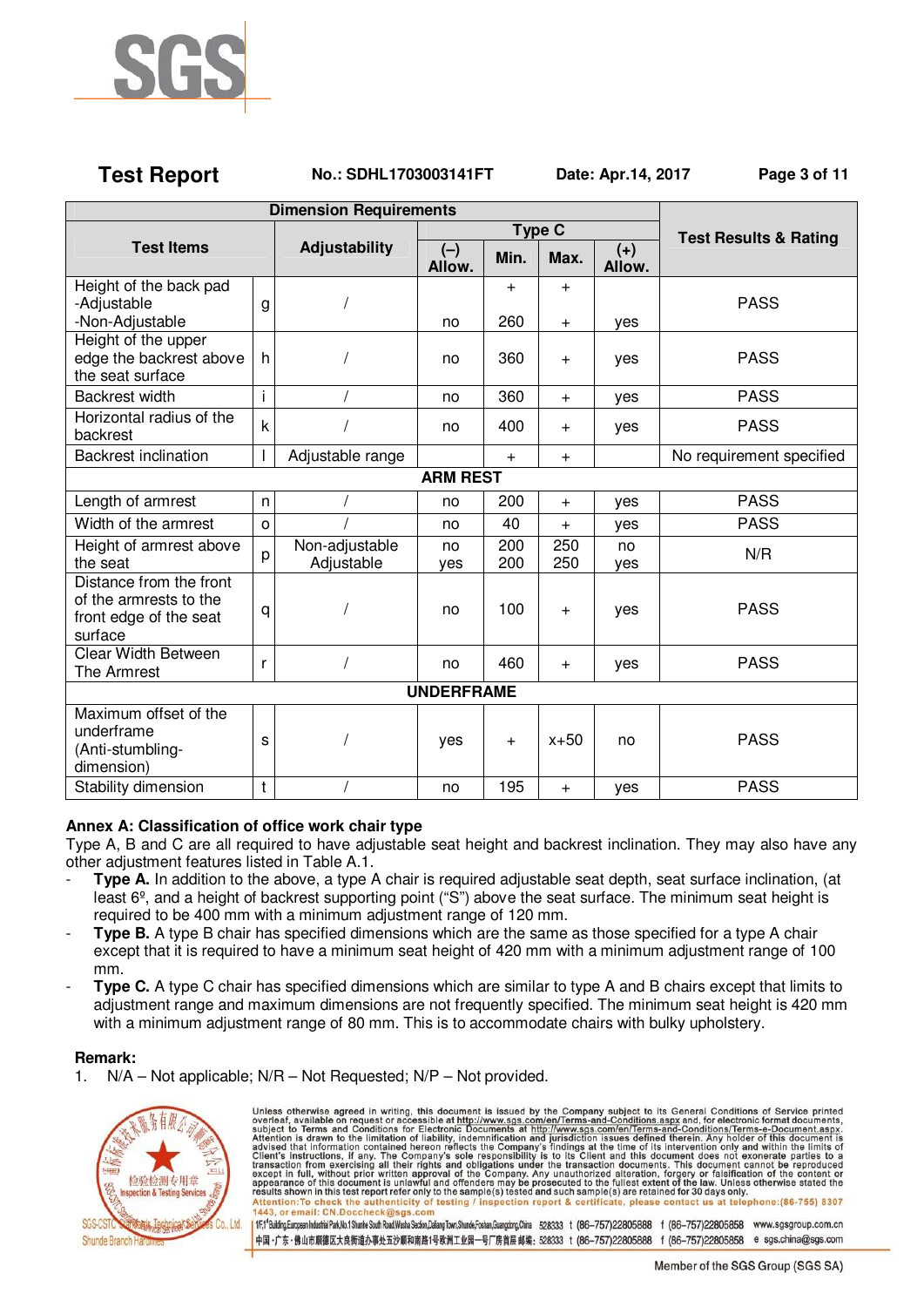| Dimension Requirements | | | | | | | Test Results & Rating |
|---|---|---|---|---|---|---|---|
| Test Items | | Adjustability | Type C | | | | |
| | | | (–) Allow. | Min. | Max. | (+) Allow. | |
| Height of the back pad -Adjustable -Non-Adjustable | g | / | no | + 260 | + + | yes | PASS |
| Height of the upper edge the backrest above the seat surface | h | / | no | 360 | + | yes | PASS |
| Backrest width | i | / | no | 360 | + | yes | PASS |
| Horizontal radius of the backrest | k | / | no | 400 | + | yes | PASS |
| Backrest inclination | l | Adjustable range | | + | + | | No requirement specified |
| **ARM REST** | | | | | | | |
| Length of armrest | n | / | no | 200 | + | yes | PASS |
| Width of the armrest | o | / | no | 40 | + | yes | PASS |
| Height of armrest above the seat | p | Non-adjustable Adjustable | no yes | 200 200 | 250 250 | no yes | N/R |
| Distance from the front of the armrests to the front edge of the seat surface | q | / | no | 100 | + | yes | PASS |
| Clear Width Between The Armrest | r | / | no | 460 | + | yes | PASS |
| **UNDERFRAME** | | | | | | | |
| Maximum offset of the underframe (Anti-stumbling-dimension) | s | / | yes | + | x+50 | no | PASS |
| Stability dimension | t | / | no | 195 | + | yes | PASS |

**Annex A: Classification of office work chair type**

Type A, B and C are all required to have adjustable seat height and backrest inclination. They may also have any other adjustment features listed in Table A.1.

- **Type A.** In addition to the above, a type A chair is required adjustable seat depth, seat surface inclination, (at least 6º, and a height of backrest supporting point ("S") above the seat surface. The minimum seat height is required to be 400 mm with a minimum adjustment range of 120 mm.
- **Type B.** A type B chair has specified dimensions which are the same as those specified for a type A chair except that it is required to have a minimum seat height of 420 mm with a minimum adjustment range of 100 mm.
- **Type C.** A type C chair has specified dimensions which are similar to type A and B chairs except that limits to adjustment range and maximum dimensions are not frequently specified. The minimum seat height is 420 mm with a minimum adjustment range of 80 mm. This is to accommodate chairs with bulky upholstery.

**Remark:**

1. N/A – Not applicable; N/R – Not Requested; N/P – Not provided.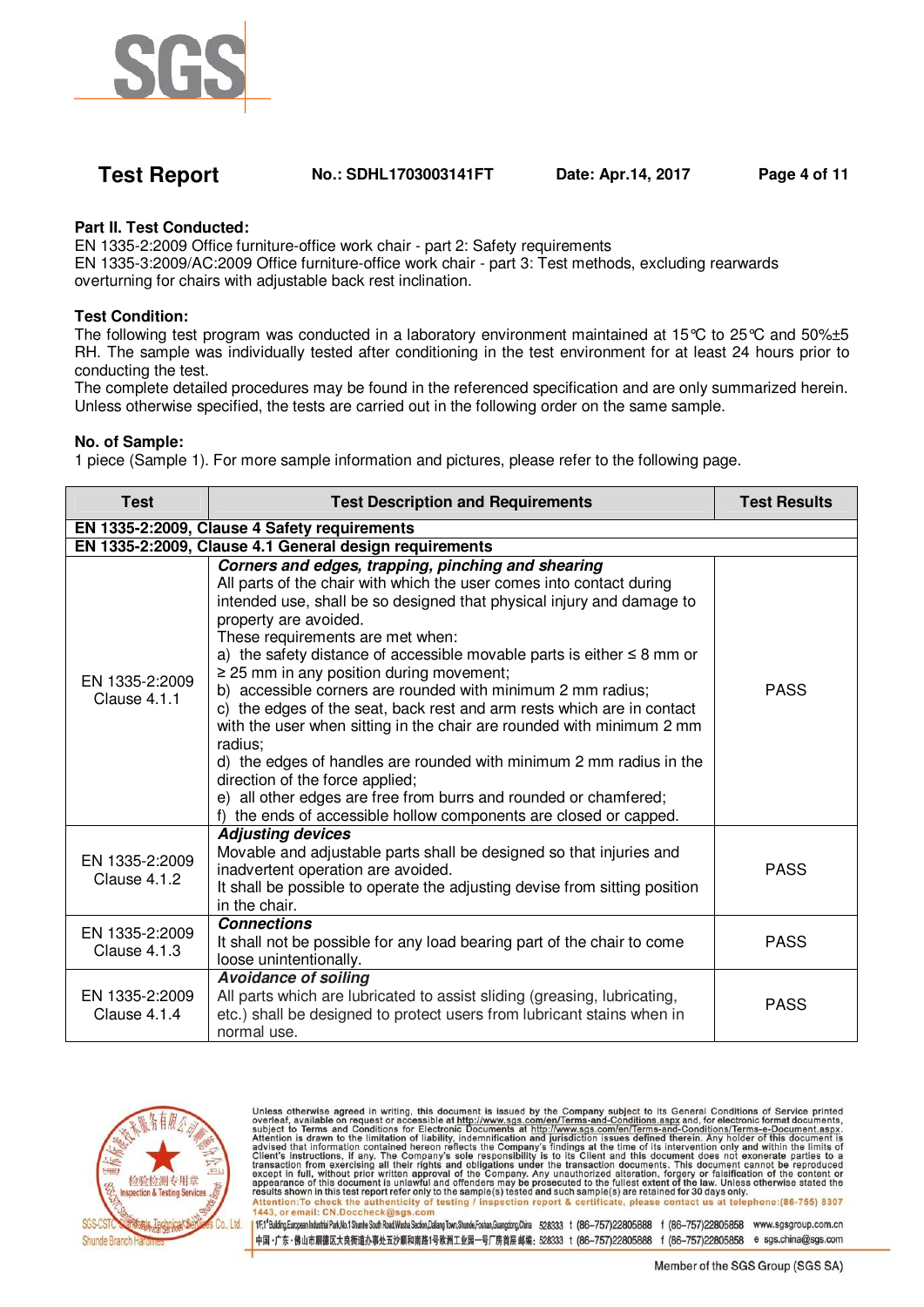**Test Report** **No.: SDHL1703003141FT** **Date: Apr.14, 2017**

**Part II. Test Conducted:**
EN 1335-2:2009 Office furniture-office work chair - part 2: Safety requirements
EN 1335-3:2009/AC:2009 Office furniture-office work chair - part 3: Test methods, excluding rearwards overturning for chairs with adjustable back rest inclination.

**Test Condition:**
The following test program was conducted in a laboratory environment maintained at 15℃ to 25℃ and 50%±5 RH. The sample was individually tested after conditioning in the test environment for at least 24 hours prior to conducting the test.
The complete detailed procedures may be found in the referenced specification and are only summarized herein. Unless otherwise specified, the tests are carried out in the following order on the same sample.

**No. of Sample:**
1 piece (Sample 1). For more sample information and pictures, please refer to the following page.

| Test | Test Description and Requirements | Test Results |
|---|---|---|
| **EN 1335-2:2009, Clause 4 Safety requirements** | | |
| **EN 1335-2:2009, Clause 4.1 General design requirements** | | |
| EN 1335-2:2009 Clause 4.1.1 | ***Corners and edges, trapping, pinching and shearing*** <br> All parts of the chair with which the user comes into contact during intended use, shall be so designed that physical injury and damage to property are avoided. <br> These requirements are met when: <br> a) the safety distance of accessible movable parts is either ≤ 8 mm or ≥ 25 mm in any position during movement; <br> b) accessible corners are rounded with minimum 2 mm radius; <br> c) the edges of the seat, back rest and arm rests which are in contact with the user when sitting in the chair are rounded with minimum 2 mm radius; <br> d) the edges of handles are rounded with minimum 2 mm radius in the direction of the force applied; <br> e) all other edges are free from burrs and rounded or chamfered; <br> f) the ends of accessible hollow components are closed or capped. | PASS |
| EN 1335-2:2009 Clause 4.1.2 | ***Adjusting devices*** <br> Movable and adjustable parts shall be designed so that injuries and inadvertent operation are avoided. <br> It shall be possible to operate the adjusting devise from sitting position in the chair. | PASS |
| EN 1335-2:2009 Clause 4.1.3 | ***Connections*** <br> It shall not be possible for any load bearing part of the chair to come loose unintentionally. | PASS |
| EN 1335-2:2009 Clause 4.1.4 | ***Avoidance of soiling*** <br> All parts which are lubricated to assist sliding (greasing, lubricating, etc.) shall be designed to protect users from lubricant stains when in normal use. | PASS |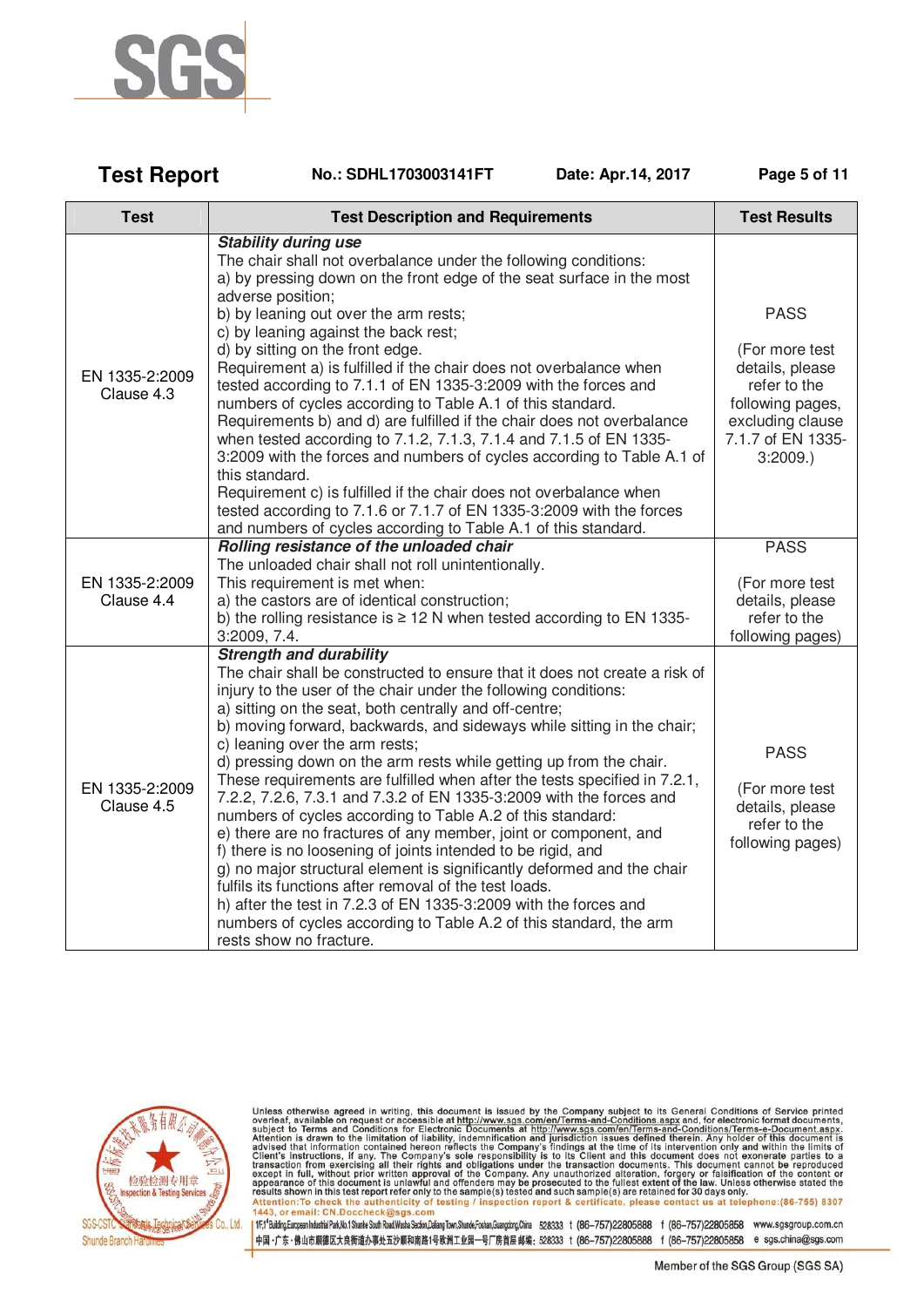| Test | Test Description and Requirements | Test Results |
|---|---|---|
| EN 1335-2:2009 Clause 4.3 | ***Stability during use***<br>The chair shall not overbalance under the following conditions:<br>a) by pressing down on the front edge of the seat surface in the most adverse position;<br>b) by leaning out over the arm rests;<br>c) by leaning against the back rest;<br>d) by sitting on the front edge.<br>Requirement a) is fulfilled if the chair does not overbalance when tested according to 7.1.1 of EN 1335-3:2009 with the forces and numbers of cycles according to Table A.1 of this standard.<br>Requirements b) and d) are fulfilled if the chair does not overbalance when tested according to 7.1.2, 7.1.3, 7.1.4 and 7.1.5 of EN 1335-3:2009 with the forces and numbers of cycles according to Table A.1 of this standard.<br>Requirement c) is fulfilled if the chair does not overbalance when tested according to 7.1.6 or 7.1.7 of EN 1335-3:2009 with the forces and numbers of cycles according to Table A.1 of this standard. | PASS<br><br>(For more test details, please refer to the following pages, excluding clause 7.1.7 of EN 1335-3:2009.) |
| EN 1335-2:2009 Clause 4.4 | ***Rolling resistance of the unloaded chair***<br>The unloaded chair shall not roll unintentionally.<br>This requirement is met when:<br>a) the castors are of identical construction;<br>b) the rolling resistance is ≥ 12 N when tested according to EN 1335-3:2009, 7.4. | PASS<br><br>(For more test details, please refer to the following pages) |
| EN 1335-2:2009 Clause 4.5 | ***Strength and durability***<br>The chair shall be constructed to ensure that it does not create a risk of injury to the user of the chair under the following conditions:<br>a) sitting on the seat, both centrally and off-centre;<br>b) moving forward, backwards, and sideways while sitting in the chair;<br>c) leaning over the arm rests;<br>d) pressing down on the arm rests while getting up from the chair.<br>These requirements are fulfilled when after the tests specified in 7.2.1, 7.2.2, 7.2.6, 7.3.1 and 7.3.2 of EN 1335-3:2009 with the forces and numbers of cycles according to Table A.2 of this standard:<br>e) there are no fractures of any member, joint or component, and<br>f) there is no loosening of joints intended to be rigid, and<br>g) no major structural element is significantly deformed and the chair fulfils its functions after removal of the test loads.<br>h) after the test in 7.2.3 of EN 1335-3:2009 with the forces and numbers of cycles according to Table A.2 of this standard, the arm rests show no fracture. | PASS<br><br>(For more test details, please refer to the following pages) |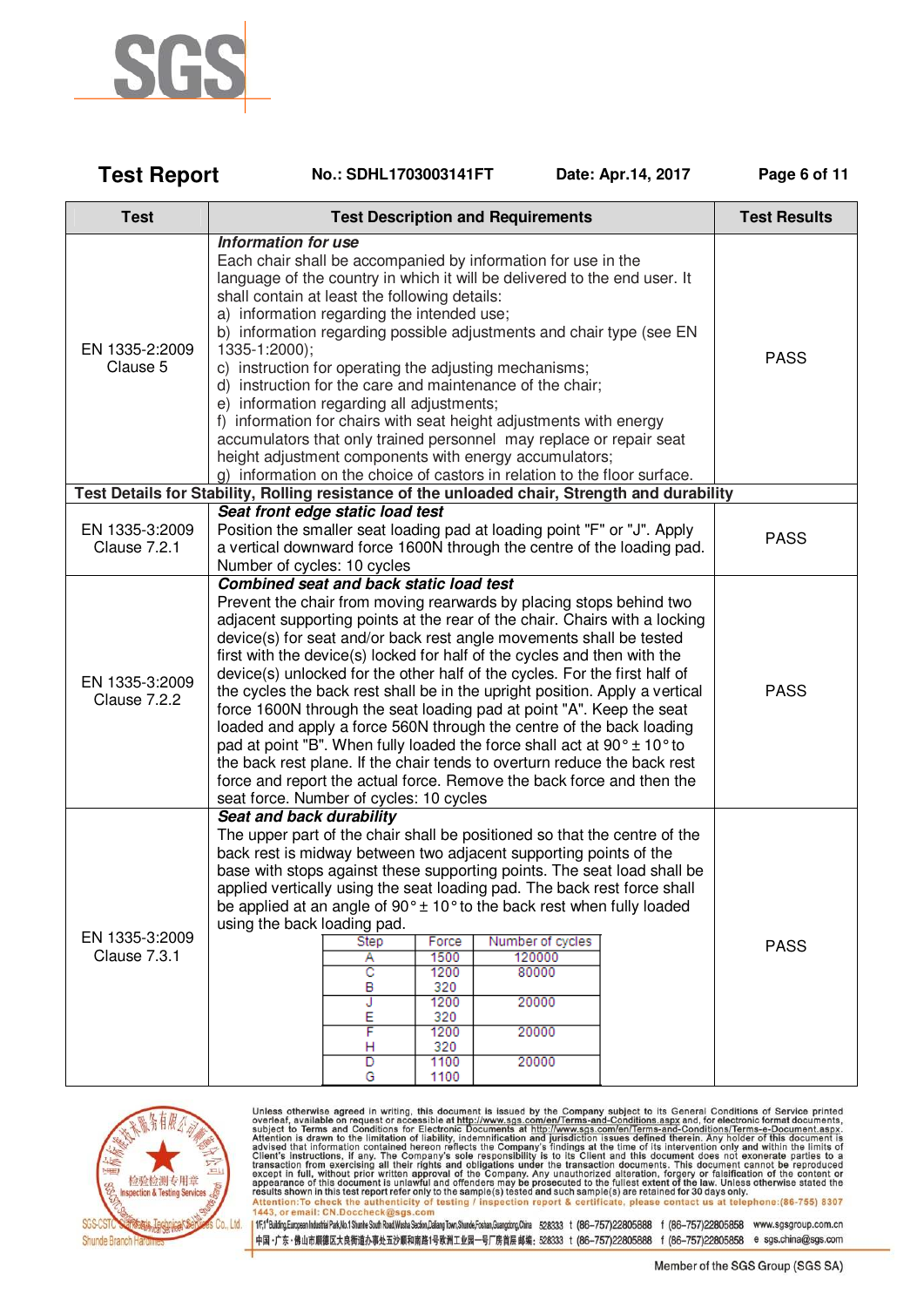| Test | Test Description and Requirements | Test Results |
|---|---|---|
| EN 1335-2:2009 Clause 5 | ***Information for use*** Each chair shall be accompanied by information for use in the language of the country in which it will be delivered to the end user. It shall contain at least the following details: a) information regarding the intended use; b) information regarding possible adjustments and chair type (see EN 1335-1:2000); c) instruction for operating the adjusting mechanisms; d) instruction for the care and maintenance of the chair; e) information regarding all adjustments; f) information for chairs with seat height adjustments with energy accumulators that only trained personnel may replace or repair seat height adjustment components with energy accumulators; g) information on the choice of castors in relation to the floor surface. | PASS |
| **Test Details for Stability, Rolling resistance of the unloaded chair, Strength and durability** | | |
| EN 1335-3:2009 Clause 7.2.1 | ***Seat front edge static load test*** Position the smaller seat loading pad at loading point "F" or "J". Apply a vertical downward force 1600N through the centre of the loading pad. Number of cycles: 10 cycles | PASS |
| EN 1335-3:2009 Clause 7.2.2 | ***Combined seat and back static load test*** Prevent the chair from moving rearwards by placing stops behind two adjacent supporting points at the rear of the chair. Chairs with a locking device(s) for seat and/or back rest angle movements shall be tested first with the device(s) locked for half of the cycles and then with the device(s) unlocked for the other half of the cycles. For the first half of the cycles the back rest shall be in the upright position. Apply a vertical force 1600N through the seat loading pad at point "A". Keep the seat loaded and apply a force 560N through the centre of the back loading pad at point "B". When fully loaded the force shall act at 90° ± 10° to the back rest plane. If the chair tends to overturn reduce the back rest force and report the actual force. Remove the back force and then the seat force. Number of cycles: 10 cycles | PASS |
| EN 1335-3:2009 Clause 7.3.1 | ***Seat and back durability*** The upper part of the chair shall be positioned so that the centre of the back rest is midway between two adjacent supporting points of the base with stops against these supporting points. The seat load shall be applied vertically using the seat loading pad. The back rest force shall be applied at an angle of 90° ± 10° to the back rest when fully loaded using the back loading pad. <br><br> Step / Force / Number of cycles: <br> A / 1500 / 120000 <br> C / 1200 / 80000 <br> B / 320 / <br> J / 1200 / 20000 <br> E / 320 / <br> F / 1200 / 20000 <br> H / 320 / <br> D / 1100 / 20000 <br> G / 1100 / | PASS |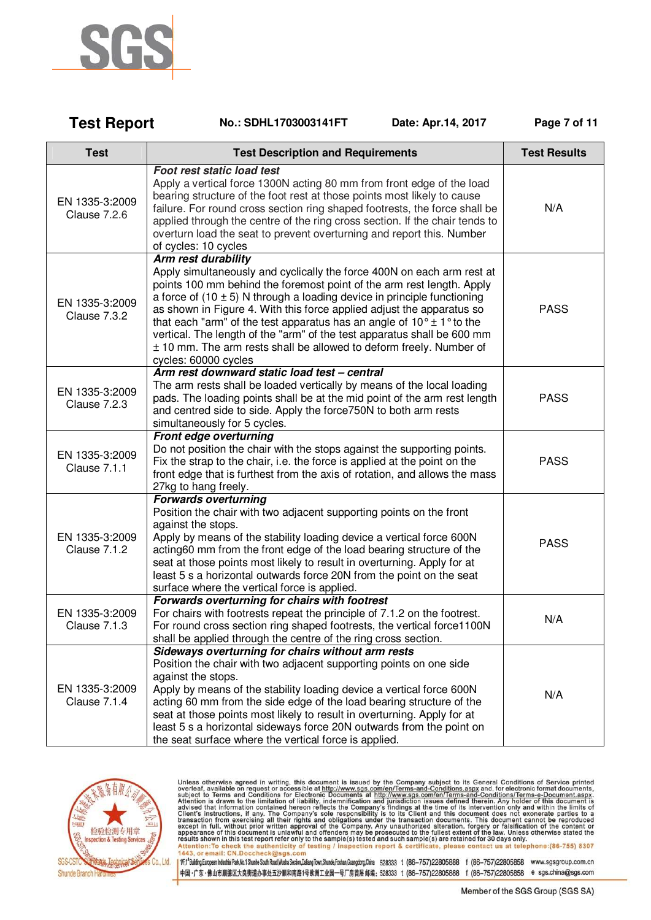**Test Report** No.: SDHL1703003141FT Date: Apr.14, 2017

| Test | Test Description and Requirements | Test Results |
|---|---|---|
| EN 1335-3:2009 Clause 7.2.6 | ***Foot rest static load test*** Apply a vertical force 1300N acting 80 mm from front edge of the load bearing structure of the foot rest at those points most likely to cause failure. For round cross section ring shaped footrests, the force shall be applied through the centre of the ring cross section. If the chair tends to overturn load the seat to prevent overturning and report this. Number of cycles: 10 cycles | N/A |
| EN 1335-3:2009 Clause 7.3.2 | ***Arm rest durability*** Apply simultaneously and cyclically the force 400N on each arm rest at points 100 mm behind the foremost point of the arm rest length. Apply a force of (10 ± 5) N through a loading device in principle functioning as shown in Figure 4. With this force applied adjust the apparatus so that each "arm" of the test apparatus has an angle of 10° ± 1° to the vertical. The length of the "arm" of the test apparatus shall be 600 mm ± 10 mm. The arm rests shall be allowed to deform freely. Number of cycles: 60000 cycles | PASS |
| EN 1335-3:2009 Clause 7.2.3 | ***Arm rest downward static load test – central*** The arm rests shall be loaded vertically by means of the local loading pads. The loading points shall be at the mid point of the arm rest length and centred side to side. Apply the force750N to both arm rests simultaneously for 5 cycles. | PASS |
| EN 1335-3:2009 Clause 7.1.1 | ***Front edge overturning*** Do not position the chair with the stops against the supporting points. Fix the strap to the chair, i.e. the force is applied at the point on the front edge that is furthest from the axis of rotation, and allows the mass 27kg to hang freely. | PASS |
| EN 1335-3:2009 Clause 7.1.2 | ***Forwards overturning*** Position the chair with two adjacent supporting points on the front against the stops. Apply by means of the stability loading device a vertical force 600N acting60 mm from the front edge of the load bearing structure of the seat at those points most likely to result in overturning. Apply for at least 5 s a horizontal outwards force 20N from the point on the seat surface where the vertical force is applied. | PASS |
| EN 1335-3:2009 Clause 7.1.3 | ***Forwards overturning for chairs with footrest*** For chairs with footrests repeat the principle of 7.1.2 on the footrest. For round cross section ring shaped footrests, the vertical force1100N shall be applied through the centre of the ring cross section. | N/A |
| EN 1335-3:2009 Clause 7.1.4 | ***Sideways overturning for chairs without arm rests*** Position the chair with two adjacent supporting points on one side against the stops. Apply by means of the stability loading device a vertical force 600N acting 60 mm from the side edge of the load bearing structure of the seat at those points most likely to result in overturning. Apply for at least 5 s a horizontal sideways force 20N outwards from the point on the seat surface where the vertical force is applied. | N/A |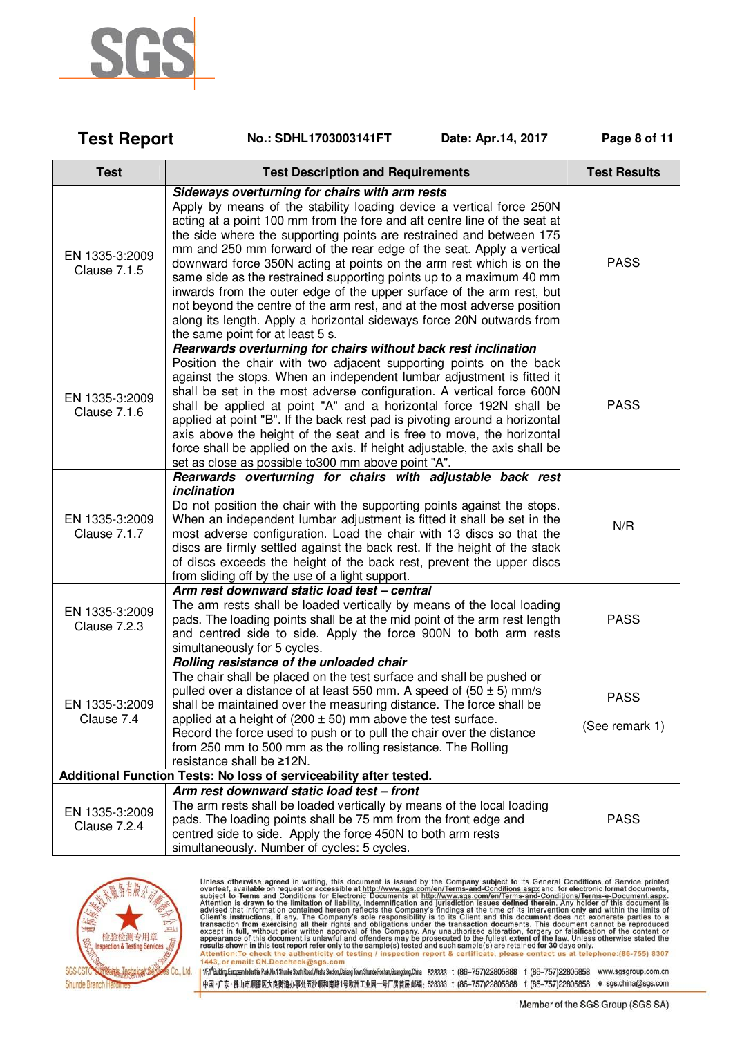| Test | Test Description and Requirements | Test Results |
|---|---|---|
| EN 1335-3:2009 Clause 7.1.5 | ***Sideways overturning for chairs with arm rests*** Apply by means of the stability loading device a vertical force 250N acting at a point 100 mm from the fore and aft centre line of the seat at the side where the supporting points are restrained and between 175 mm and 250 mm forward of the rear edge of the seat. Apply a vertical downward force 350N acting at points on the arm rest which is on the same side as the restrained supporting points up to a maximum 40 mm inwards from the outer edge of the upper surface of the arm rest, but not beyond the centre of the arm rest, and at the most adverse position along its length. Apply a horizontal sideways force 20N outwards from the same point for at least 5 s. | PASS |
| EN 1335-3:2009 Clause 7.1.6 | ***Rearwards overturning for chairs without back rest inclination*** Position the chair with two adjacent supporting points on the back against the stops. When an independent lumbar adjustment is fitted it shall be set in the most adverse configuration. A vertical force 600N shall be applied at point "A" and a horizontal force 192N shall be applied at point "B". If the back rest pad is pivoting around a horizontal axis above the height of the seat and is free to move, the horizontal force shall be applied on the axis. If height adjustable, the axis shall be set as close as possible to300 mm above point "A". | PASS |
| EN 1335-3:2009 Clause 7.1.7 | ***Rearwards overturning for chairs with adjustable back rest inclination*** Do not position the chair with the supporting points against the stops. When an independent lumbar adjustment is fitted it shall be set in the most adverse configuration. Load the chair with 13 discs so that the discs are firmly settled against the back rest. If the height of the stack of discs exceeds the height of the back rest, prevent the upper discs from sliding off by the use of a light support. | N/R |
| EN 1335-3:2009 Clause 7.2.3 | ***Arm rest downward static load test – central*** The arm rests shall be loaded vertically by means of the local loading pads. The loading points shall be at the mid point of the arm rest length and centred side to side. Apply the force 900N to both arm rests simultaneously for 5 cycles. | PASS |
| EN 1335-3:2009 Clause 7.4 | ***Rolling resistance of the unloaded chair*** The chair shall be placed on the test surface and shall be pushed or pulled over a distance of at least 550 mm. A speed of (50 ± 5) mm/s shall be maintained over the measuring distance. The force shall be applied at a height of (200 ± 50) mm above the test surface. Record the force used to push or to pull the chair over the distance from 250 mm to 500 mm as the rolling resistance. The Rolling resistance shall be ≥12N. | PASS (See remark 1) |
| **Additional Function Tests: No loss of serviceability after tested.** | | |
| EN 1335-3:2009 Clause 7.2.4 | ***Arm rest downward static load test – front*** The arm rests shall be loaded vertically by means of the local loading pads. The loading points shall be 75 mm from the front edge and centred side to side. Apply the force 450N to both arm rests simultaneously. Number of cycles: 5 cycles. | PASS |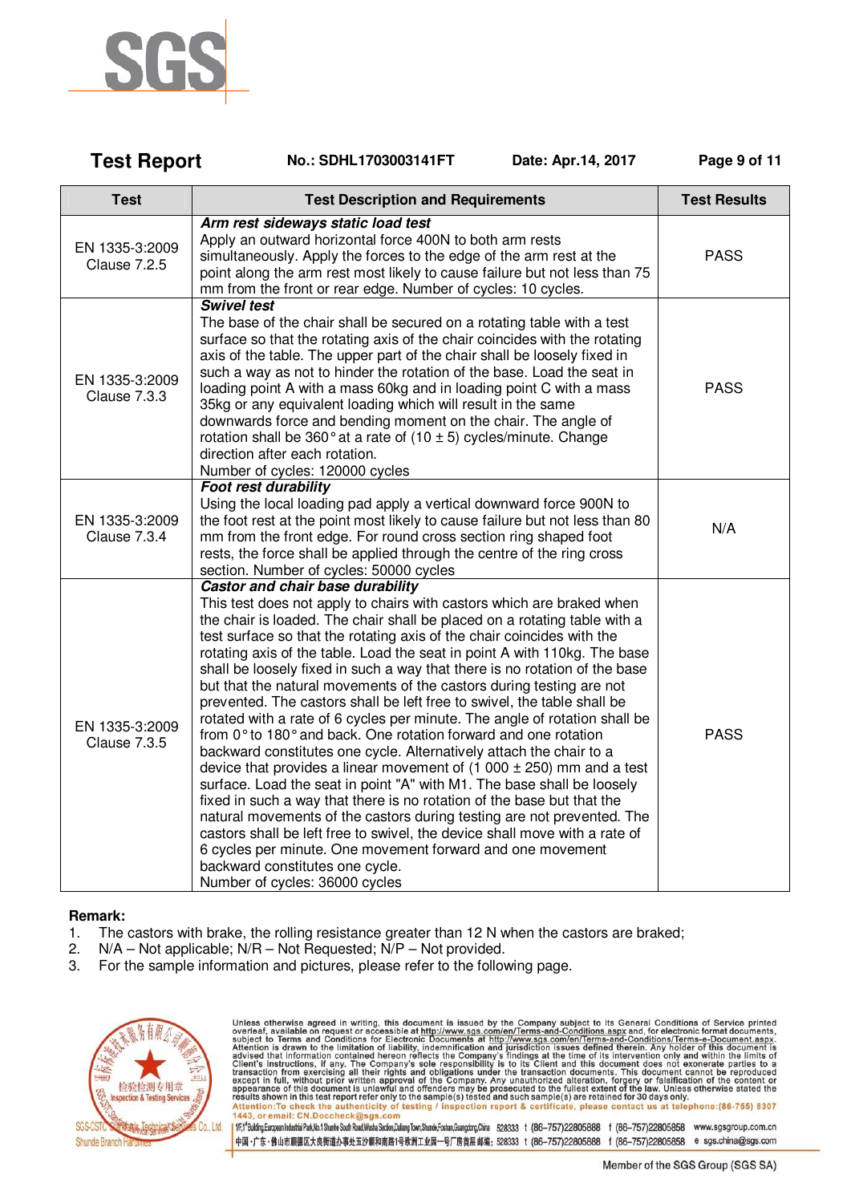**Test Report** No.: SDHL1703003141FT Date: Apr.14, 2017

| Test | Test Description and Requirements | Test Results |
|---|---|---|
| EN 1335-3:2009 Clause 7.2.5 | ***Arm rest sideways static load test*** Apply an outward horizontal force 400N to both arm rests simultaneously. Apply the forces to the edge of the arm rest at the point along the arm rest most likely to cause failure but not less than 75 mm from the front or rear edge. Number of cycles: 10 cycles. | PASS |
| EN 1335-3:2009 Clause 7.3.3 | ***Swivel test*** The base of the chair shall be secured on a rotating table with a test surface so that the rotating axis of the chair coincides with the rotating axis of the table. The upper part of the chair shall be loosely fixed in such a way as not to hinder the rotation of the base. Load the seat in loading point A with a mass 60kg and in loading point C with a mass 35kg or any equivalent loading which will result in the same downwards force and bending moment on the chair. The angle of rotation shall be 360° at a rate of (10 ± 5) cycles/minute. Change direction after each rotation. Number of cycles: 120000 cycles | PASS |
| EN 1335-3:2009 Clause 7.3.4 | ***Foot rest durability*** Using the local loading pad apply a vertical downward force 900N to the foot rest at the point most likely to cause failure but not less than 80 mm from the front edge. For round cross section ring shaped foot rests, the force shall be applied through the centre of the ring cross section. Number of cycles: 50000 cycles | N/A |
| EN 1335-3:2009 Clause 7.3.5 | ***Castor and chair base durability*** This test does not apply to chairs with castors which are braked when the chair is loaded. The chair shall be placed on a rotating table with a test surface so that the rotating axis of the chair coincides with the rotating axis of the table. Load the seat in point A with 110kg. The base shall be loosely fixed in such a way that there is no rotation of the base but that the natural movements of the castors during testing are not prevented. The castors shall be left free to swivel, the table shall be rotated with a rate of 6 cycles per minute. The angle of rotation shall be from 0° to 180° and back. One rotation forward and one rotation backward constitutes one cycle. Alternatively attach the chair to a device that provides a linear movement of (1 000 ± 250) mm and a test surface. Load the seat in point "A" with M1. The base shall be loosely fixed in such a way that there is no rotation of the base but that the natural movements of the castors during testing are not prevented. The castors shall be left free to swivel, the device shall move with a rate of 6 cycles per minute. One movement forward and one movement backward constitutes one cycle. Number of cycles: 36000 cycles | PASS |

**Remark:**

1. The castors with brake, the rolling resistance greater than 12 N when the castors are braked;
2. N/A – Not applicable; N/R – Not Requested; N/P – Not provided.
3. For the sample information and pictures, please refer to the following page.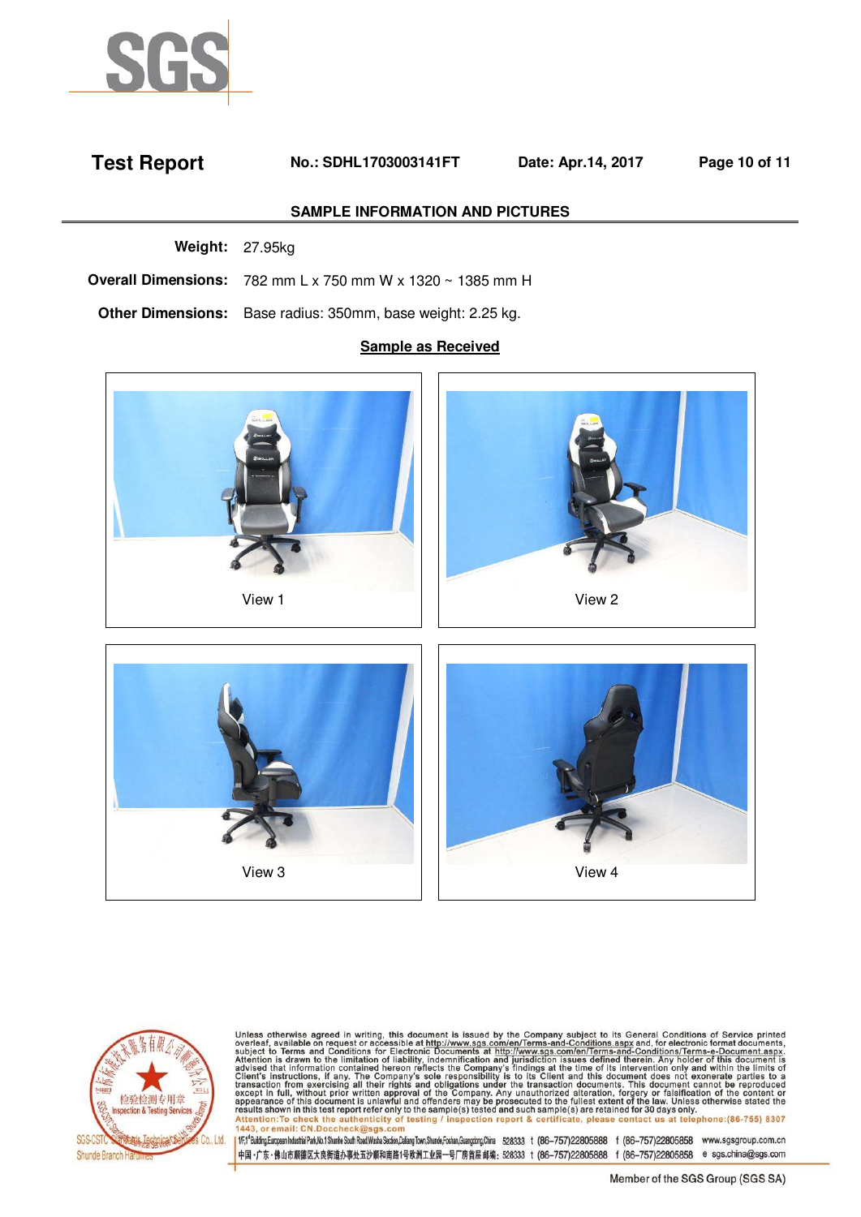# Test Report

**No.: SDHL1703003141FT** **Date: Apr.14, 2017**

## SAMPLE INFORMATION AND PICTURES

**Weight:** 27.95kg

**Overall Dimensions:** 782 mm L x 750 mm W x 1320 ~ 1385 mm H

**Other Dimensions:** Base radius: 350mm, base weight: 2.25 kg.

**Sample as Received**

View 1

View 2

View 3

View 4

Unless otherwise agreed in writing, this document is issued by the Company subject to its General Conditions of Service printed overleaf, available on request or accessible at http://www.sgs.com/en/Terms-and-Conditions.aspx and, for electronic format documents, subject to Terms and Conditions for Electronic Documents at http://www.sgs.com/en/Terms-and-Conditions/Terms-e-Document.aspx. Attention is drawn to the limitation of liability, indemnification and jurisdiction issues defined therein. Any holder of this document is advised that information contained hereon reflects the Company's findings at the time of its intervention only and within the limits of Client's instructions, if any. The Company's sole responsibility is to its Client and this document does not exonerate parties to a transaction from exercising all their rights and obligations under the transaction documents. This document cannot be reproduced except in full, without prior written approval of the Company. Any unauthorized alteration, forgery or falsification of the content or appearance of this document is unlawful and offenders may be prosecuted to the fullest extent of the law. Unless otherwise stated the results shown in this test report refer only to the sample(s) tested and such sample(s) are retained for 30 days only.

Attention:To check the authenticity of testing / inspection report & certificate, please contact us at telephone:(86-755) 8307 1443, or email: CN.Doccheck@sgs.com

SGS-CSTC Standards Technical Services Co., Ltd. Shunde Branch Hardlines

1F,1st Building,European Industrial Park,No.1 Shunhe South Road,Wusha Section,Daliang Town,Shunde,Foshan,Guangdong,China 528333 t (86-757)22805888 f (86-757)22805858 www.sgsgroup.com.cn

中国・广东・佛山市顺德区大良街道办事处五沙顺和南路1号欧洲工业园一号厂房首层 邮编: 528333 t (86-757)22805888 f (86-757)22805858 e sgs.china@sgs.com

Member of the SGS Group (SGS SA)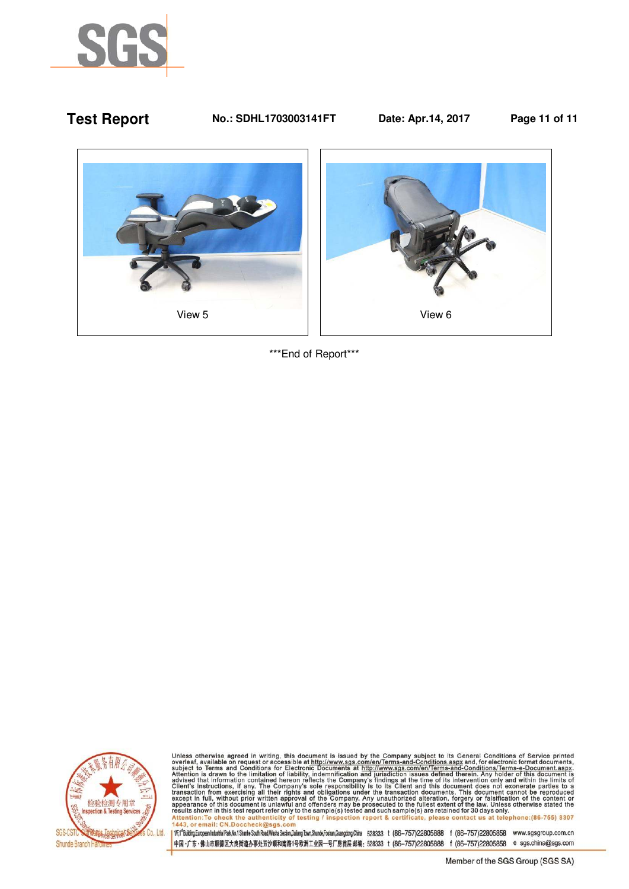View 5

View 6

***End of Report***

Unless otherwise agreed in writing, this document is issued by the Company subject to its General Conditions of Service printed overleaf, available on request or accessible at http://www.sgs.com/en/Terms-and-Conditions.aspx and, for electronic format documents, subject to Terms and Conditions for Electronic Documents at http://www.sgs.com/en/Terms-and-Conditions/Terms-e-Document.aspx. Attention is drawn to the limitation of liability, indemnification and jurisdiction issues defined therein. Any holder of this document is advised that information contained hereon reflects the Company's findings at the time of its intervention only and within the limits of Client's instructions, if any. The Company's sole responsibility is to its Client and this document does not exonerate parties to a transaction from exercising all their rights and obligations under the transaction documents. This document cannot be reproduced except in full, without prior written approval of the Company. Any unauthorized alteration, forgery or falsification of the content or appearance of this document is unlawful and offenders may be prosecuted to the fullest extent of the law. Unless otherwise stated the results shown in this test report refer only to the sample(s) tested and such sample(s) are retained for 30 days only.

**Attention: To check the authenticity of testing / inspection report & certificate, please contact us at telephone: (86-755) 8307 1443, or email: CN.Doccheck@sgs.com**

SGS-CSTC Standards Technical Services Co., Ltd. Shunde Branch Hardlines